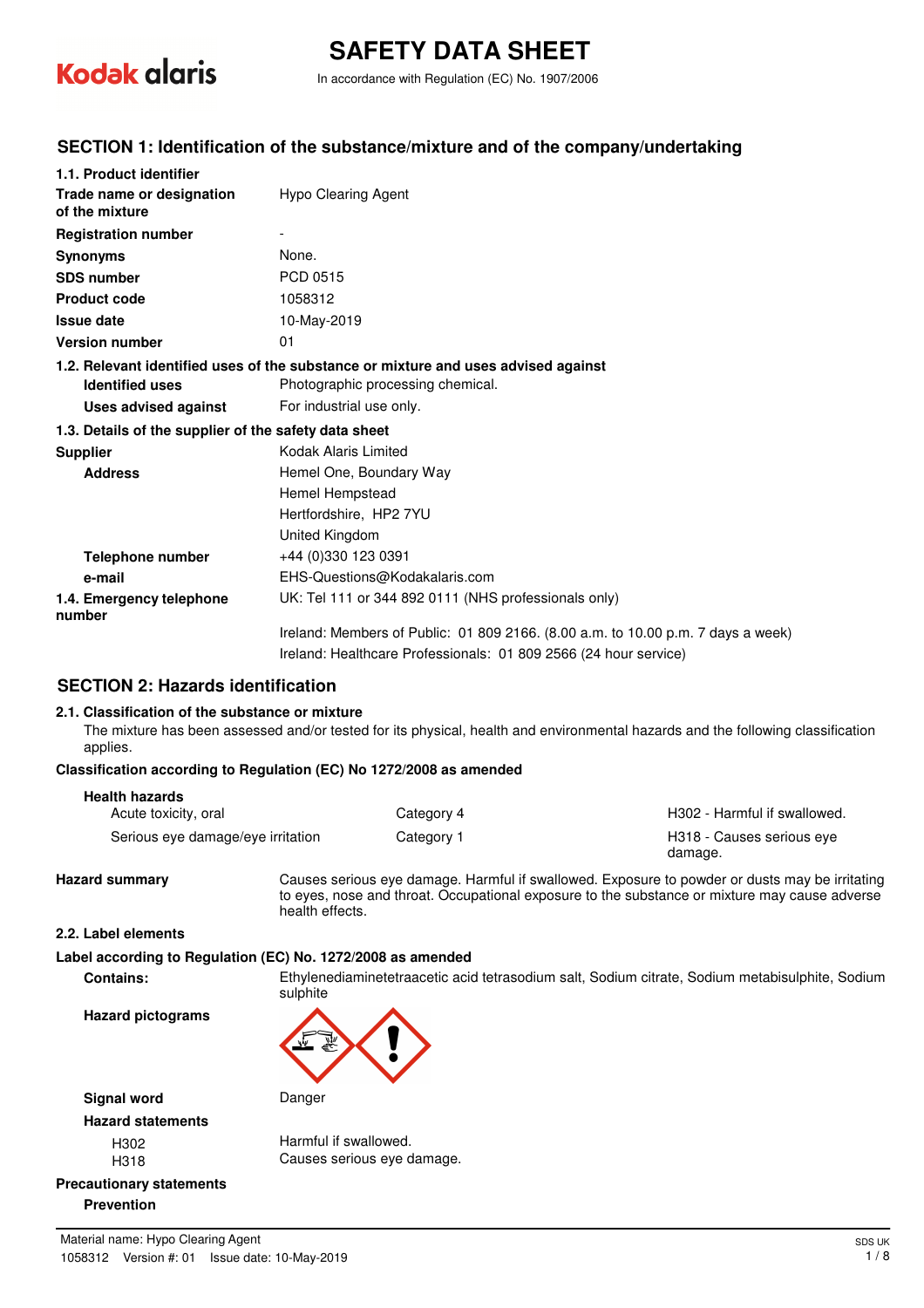# SAFETY DATA SHEET

In accordance with Regulation (EC) No. 1907/2006

## SECTION 1: Identification of the substance/mixture and of the company/undertaking

**1.1. Product identifier**

| | |
|---|---|
| **Trade name or designation of the mixture** | Hypo Clearing Agent |
| **Registration number** | - |
| **Synonyms** | None. |
| **SDS number** | PCD 0515 |
| **Product code** | 1058312 |
| **Issue date** | 10-May-2019 |
| **Version number** | 01 |

**1.2. Relevant identified uses of the substance or mixture and uses advised against**

| | |
|---|---|
| **Identified uses** | Photographic processing chemical. |
| **Uses advised against** | For industrial use only. |

**1.3. Details of the supplier of the safety data sheet**

| | |
|---|---|
| **Supplier** | Kodak Alaris Limited |
| **Address** | Hemel One, Boundary Way<br>Hemel Hempstead<br>Hertfordshire, HP2 7YU<br>United Kingdom |
| **Telephone number** | +44 (0)330 123 0391 |
| **e-mail** | EHS-Questions@Kodakalaris.com |
| **1.4. Emergency telephone number** | UK: Tel 111 or 344 892 0111 (NHS professionals only)<br>Ireland: Members of Public: 01 809 2166. (8.00 a.m. to 10.00 p.m. 7 days a week)<br>Ireland: Healthcare Professionals: 01 809 2566 (24 hour service) |

## SECTION 2: Hazards identification

**2.1. Classification of the substance or mixture**

The mixture has been assessed and/or tested for its physical, health and environmental hazards and the following classification applies.

**Classification according to Regulation (EC) No 1272/2008 as amended**

**Health hazards**

| | | |
|---|---|---|
| Acute toxicity, oral | Category 4 | H302 - Harmful if swallowed. |
| Serious eye damage/eye irritation | Category 1 | H318 - Causes serious eye damage. |

**Hazard summary** Causes serious eye damage. Harmful if swallowed. Exposure to powder or dusts may be irritating to eyes, nose and throat. Occupational exposure to the substance or mixture may cause adverse health effects.

**2.2. Label elements**

**Label according to Regulation (EC) No. 1272/2008 as amended**

**Contains:** Ethylenediaminetetraacetic acid tetrasodium salt, Sodium citrate, Sodium metabisulphite, Sodium sulphite

**Hazard pictograms**

**Signal word** Danger

**Hazard statements**

| | |
|---|---|
| H302 | Harmful if swallowed. |
| H318 | Causes serious eye damage. |

**Precautionary statements**

**Prevention**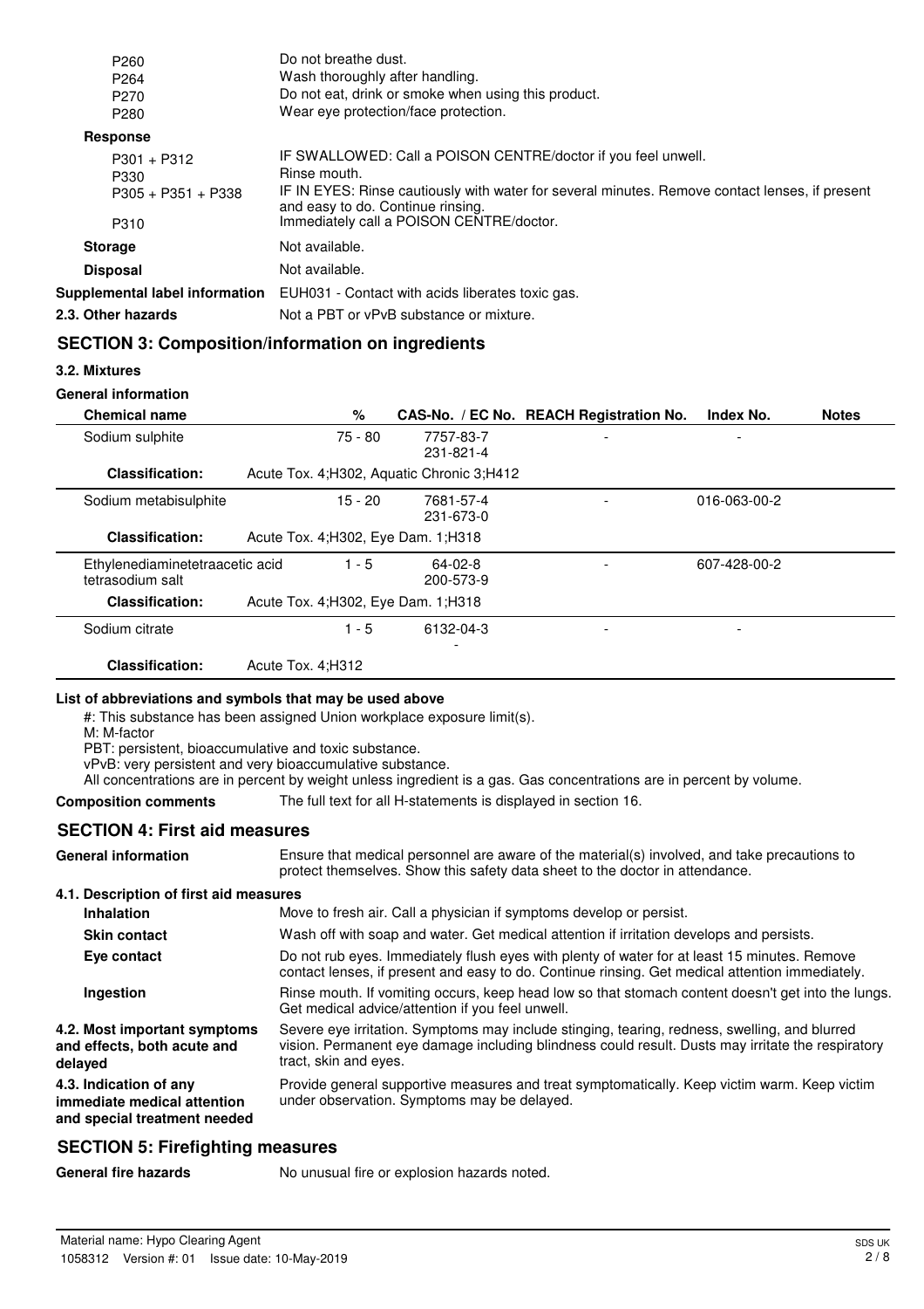| | |
|---|---|
| P260 | Do not breathe dust. |
| P264 | Wash thoroughly after handling. |
| P270 | Do not eat, drink or smoke when using this product. |
| P280 | Wear eye protection/face protection. |

**Response**

| | |
|---|---|
| P301 + P312 | IF SWALLOWED: Call a POISON CENTRE/doctor if you feel unwell. |
| P330 | Rinse mouth. |
| P305 + P351 + P338 | IF IN EYES: Rinse cautiously with water for several minutes. Remove contact lenses, if present and easy to do. Continue rinsing. |
| P310 | Immediately call a POISON CENTRE/doctor. |

**Storage** Not available.

**Disposal** Not available.

**Supplemental label information** EUH031 - Contact with acids liberates toxic gas.

**2.3. Other hazards** Not a PBT or vPvB substance or mixture.

## SECTION 3: Composition/information on ingredients

### 3.2. Mixtures

**General information**

| Chemical name | % | CAS-No. / EC No. | REACH Registration No. | Index No. | Notes |
|---|---|---|---|---|---|
| Sodium sulphite | 75 - 80 | 7757-83-7 231-821-4 | - | - | |
| **Classification:** | Acute Tox. 4;H302, Aquatic Chronic 3;H412 | | | | |
| Sodium metabisulphite | 15 - 20 | 7681-57-4 231-673-0 | - | 016-063-00-2 | |
| **Classification:** | Acute Tox. 4;H302, Eye Dam. 1;H318 | | | | |
| Ethylenediaminetetraacetic acid tetrasodium salt | 1 - 5 | 64-02-8 200-573-9 | - | 607-428-00-2 | |
| **Classification:** | Acute Tox. 4;H302, Eye Dam. 1;H318 | | | | |
| Sodium citrate | 1 - 5 | 6132-04-3 - | - | - | |
| **Classification:** | Acute Tox. 4;H312 | | | | |

**List of abbreviations and symbols that may be used above**

#: This substance has been assigned Union workplace exposure limit(s).
M: M-factor
PBT: persistent, bioaccumulative and toxic substance.
vPvB: very persistent and very bioaccumulative substance.
All concentrations are in percent by weight unless ingredient is a gas. Gas concentrations are in percent by volume.

**Composition comments** The full text for all H-statements is displayed in section 16.

## SECTION 4: First aid measures

**General information** Ensure that medical personnel are aware of the material(s) involved, and take precautions to protect themselves. Show this safety data sheet to the doctor in attendance.

### 4.1. Description of first aid measures

**Inhalation** Move to fresh air. Call a physician if symptoms develop or persist.

**Skin contact** Wash off with soap and water. Get medical attention if irritation develops and persists.

**Eye contact** Do not rub eyes. Immediately flush eyes with plenty of water for at least 15 minutes. Remove contact lenses, if present and easy to do. Continue rinsing. Get medical attention immediately.

**Ingestion** Rinse mouth. If vomiting occurs, keep head low so that stomach content doesn't get into the lungs. Get medical advice/attention if you feel unwell.

**4.2. Most important symptoms and effects, both acute and delayed** Severe eye irritation. Symptoms may include stinging, tearing, redness, swelling, and blurred vision. Permanent eye damage including blindness could result. Dusts may irritate the respiratory tract, skin and eyes.

**4.3. Indication of any immediate medical attention and special treatment needed** Provide general supportive measures and treat symptomatically. Keep victim warm. Keep victim under observation. Symptoms may be delayed.

## SECTION 5: Firefighting measures

**General fire hazards** No unusual fire or explosion hazards noted.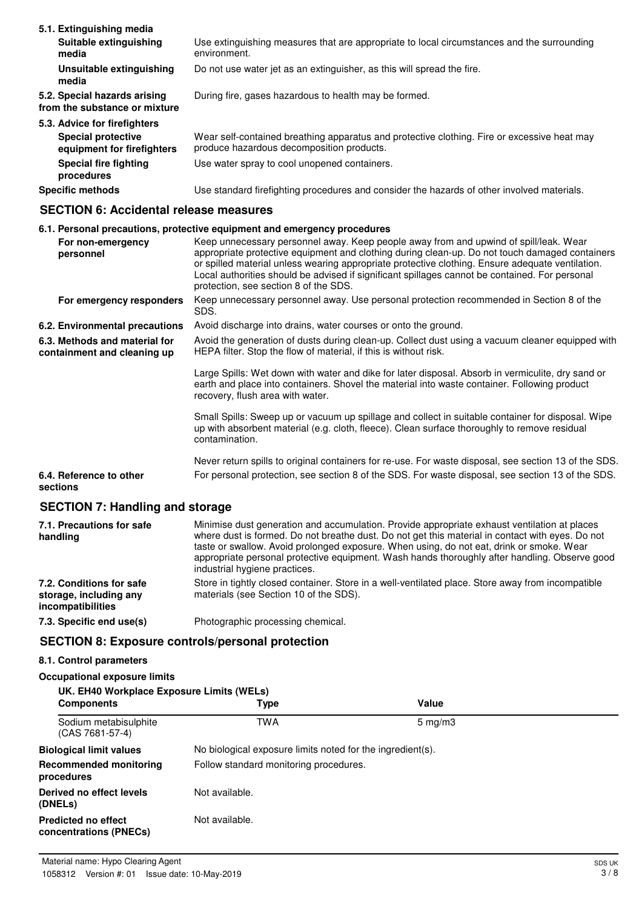**5.1. Extinguishing media**

| | |
|---|---|
| **Suitable extinguishing media** | Use extinguishing measures that are appropriate to local circumstances and the surrounding environment. |
| **Unsuitable extinguishing media** | Do not use water jet as an extinguisher, as this will spread the fire. |
| **5.2. Special hazards arising from the substance or mixture** | During fire, gases hazardous to health may be formed. |

**5.3. Advice for firefighters**

| | |
|---|---|
| **Special protective equipment for firefighters** | Wear self-contained breathing apparatus and protective clothing. Fire or excessive heat may produce hazardous decomposition products. |
| **Special fire fighting procedures** | Use water spray to cool unopened containers. |
| **Specific methods** | Use standard firefighting procedures and consider the hazards of other involved materials. |

## SECTION 6: Accidental release measures

**6.1. Personal precautions, protective equipment and emergency procedures**

| | |
|---|---|
| **For non-emergency personnel** | Keep unnecessary personnel away. Keep people away from and upwind of spill/leak. Wear appropriate protective equipment and clothing during clean-up. Do not touch damaged containers or spilled material unless wearing appropriate protective clothing. Ensure adequate ventilation. Local authorities should be advised if significant spillages cannot be contained. For personal protection, see section 8 of the SDS. |
| **For emergency responders** | Keep unnecessary personnel away. Use personal protection recommended in Section 8 of the SDS. |
| **6.2. Environmental precautions** | Avoid discharge into drains, water courses or onto the ground. |
| **6.3. Methods and material for containment and cleaning up** | Avoid the generation of dusts during clean-up. Collect dust using a vacuum cleaner equipped with HEPA filter. Stop the flow of material, if this is without risk.<br><br>Large Spills: Wet down with water and dike for later disposal. Absorb in vermiculite, dry sand or earth and place into containers. Shovel the material into waste container. Following product recovery, flush area with water.<br><br>Small Spills: Sweep up or vacuum up spillage and collect in suitable container for disposal. Wipe up with absorbent material (e.g. cloth, fleece). Clean surface thoroughly to remove residual contamination.<br><br>Never return spills to original containers for re-use. For waste disposal, see section 13 of the SDS. |
| **6.4. Reference to other sections** | For personal protection, see section 8 of the SDS. For waste disposal, see section 13 of the SDS. |

## SECTION 7: Handling and storage

| | |
|---|---|
| **7.1. Precautions for safe handling** | Minimise dust generation and accumulation. Provide appropriate exhaust ventilation at places where dust is formed. Do not breathe dust. Do not get this material in contact with eyes. Do not taste or swallow. Avoid prolonged exposure. When using, do not eat, drink or smoke. Wear appropriate personal protective equipment. Wash hands thoroughly after handling. Observe good industrial hygiene practices. |
| **7.2. Conditions for safe storage, including any incompatibilities** | Store in tightly closed container. Store in a well-ventilated place. Store away from incompatible materials (see Section 10 of the SDS). |
| **7.3. Specific end use(s)** | Photographic processing chemical. |

## SECTION 8: Exposure controls/personal protection

**8.1. Control parameters**

**Occupational exposure limits**

**UK. EH40 Workplace Exposure Limits (WELs)**

| Components | Type | Value |
|---|---|---|
| Sodium metabisulphite (CAS 7681-57-4) | TWA | 5 mg/m3 |

| | |
|---|---|
| **Biological limit values** | No biological exposure limits noted for the ingredient(s). |
| **Recommended monitoring procedures** | Follow standard monitoring procedures. |
| **Derived no effect levels (DNELs)** | Not available. |
| **Predicted no effect concentrations (PNECs)** | Not available. |

Material name: Hypo Clearing Agent
1058312 Version #: 01 Issue date: 10-May-2019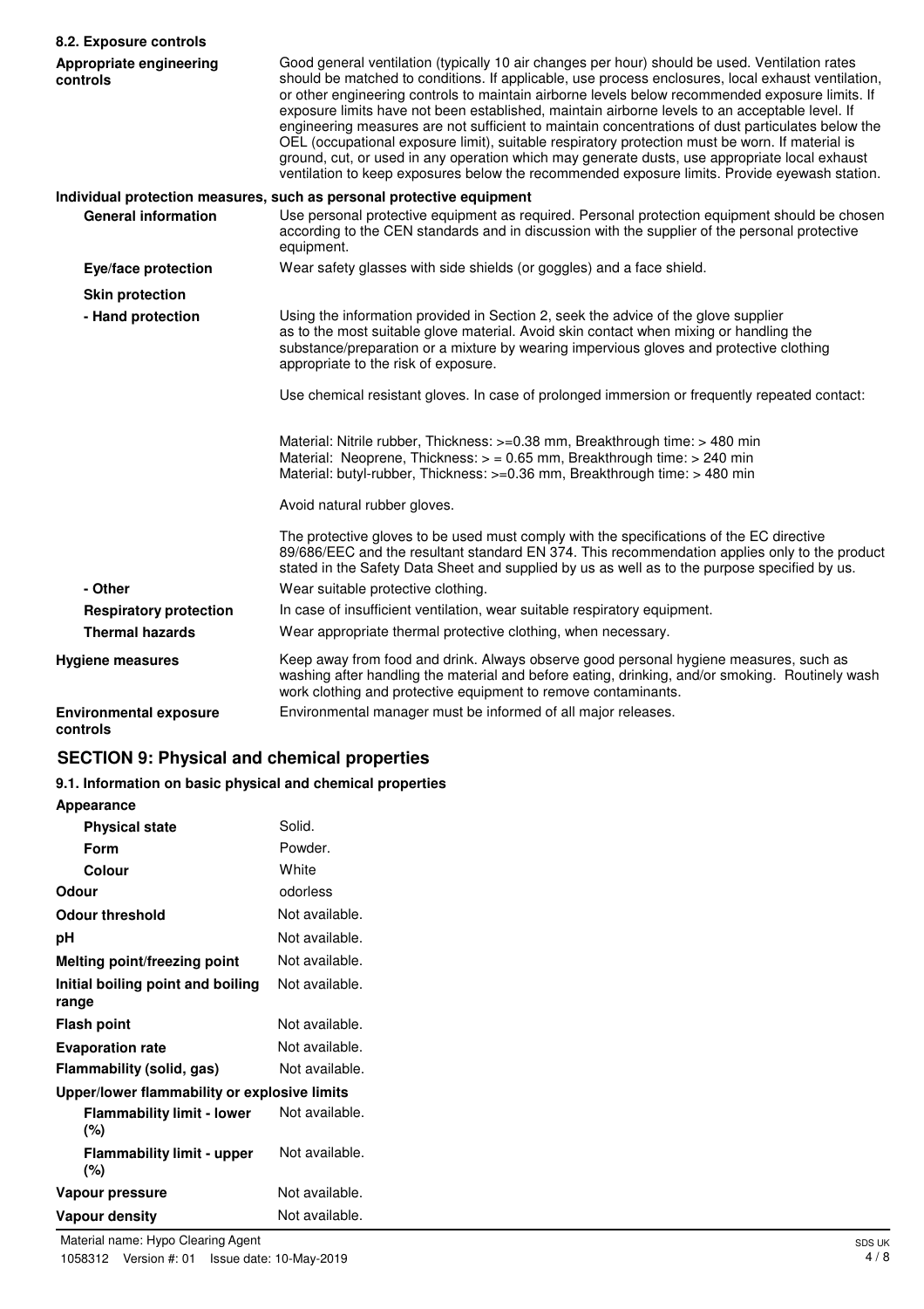### 8.2. Exposure controls

| | |
|---|---|
| **Appropriate engineering controls** | Good general ventilation (typically 10 air changes per hour) should be used. Ventilation rates should be matched to conditions. If applicable, use process enclosures, local exhaust ventilation, or other engineering controls to maintain airborne levels below recommended exposure limits. If exposure limits have not been established, maintain airborne levels to an acceptable level. If engineering measures are not sufficient to maintain concentrations of dust particulates below the OEL (occupational exposure limit), suitable respiratory protection must be worn. If material is ground, cut, or used in any operation which may generate dusts, use appropriate local exhaust ventilation to keep exposures below the recommended exposure limits. Provide eyewash station. |

**Individual protection measures, such as personal protective equipment**

| | |
|---|---|
| **General information** | Use personal protective equipment as required. Personal protection equipment should be chosen according to the CEN standards and in discussion with the supplier of the personal protective equipment. |
| **Eye/face protection** | Wear safety glasses with side shields (or goggles) and a face shield. |
| **Skin protection** | |
| **- Hand protection** | Using the information provided in Section 2, seek the advice of the glove supplier as to the most suitable glove material. Avoid skin contact when mixing or handling the substance/preparation or a mixture by wearing impervious gloves and protective clothing appropriate to the risk of exposure.<br><br>Use chemical resistant gloves. In case of prolonged immersion or frequently repeated contact:<br><br>Material: Nitrile rubber, Thickness: >=0.38 mm, Breakthrough time: > 480 min<br>Material: Neoprene, Thickness: > = 0.65 mm, Breakthrough time: > 240 min<br>Material: butyl-rubber, Thickness: >=0.36 mm, Breakthrough time: > 480 min<br><br>Avoid natural rubber gloves.<br><br>The protective gloves to be used must comply with the specifications of the EC directive 89/686/EEC and the resultant standard EN 374. This recommendation applies only to the product stated in the Safety Data Sheet and supplied by us as well as to the purpose specified by us. |
| **- Other** | Wear suitable protective clothing. |
| **Respiratory protection** | In case of insufficient ventilation, wear suitable respiratory equipment. |
| **Thermal hazards** | Wear appropriate thermal protective clothing, when necessary. |
| **Hygiene measures** | Keep away from food and drink. Always observe good personal hygiene measures, such as washing after handling the material and before eating, drinking, and/or smoking. Routinely wash work clothing and protective equipment to remove contaminants. |
| **Environmental exposure controls** | Environmental manager must be informed of all major releases. |

## SECTION 9: Physical and chemical properties

### 9.1. Information on basic physical and chemical properties

| | |
|---|---|
| **Appearance** | |
| **Physical state** | Solid. |
| **Form** | Powder. |
| **Colour** | White |
| **Odour** | odorless |
| **Odour threshold** | Not available. |
| **pH** | Not available. |
| **Melting point/freezing point** | Not available. |
| **Initial boiling point and boiling range** | Not available. |
| **Flash point** | Not available. |
| **Evaporation rate** | Not available. |
| **Flammability (solid, gas)** | Not available. |
| **Upper/lower flammability or explosive limits** | |
| **Flammability limit - lower (%)** | Not available. |
| **Flammability limit - upper (%)** | Not available. |
| **Vapour pressure** | Not available. |
| **Vapour density** | Not available. |

Material name: Hypo Clearing Agent
1058312 Version #: 01 Issue date: 10-May-2019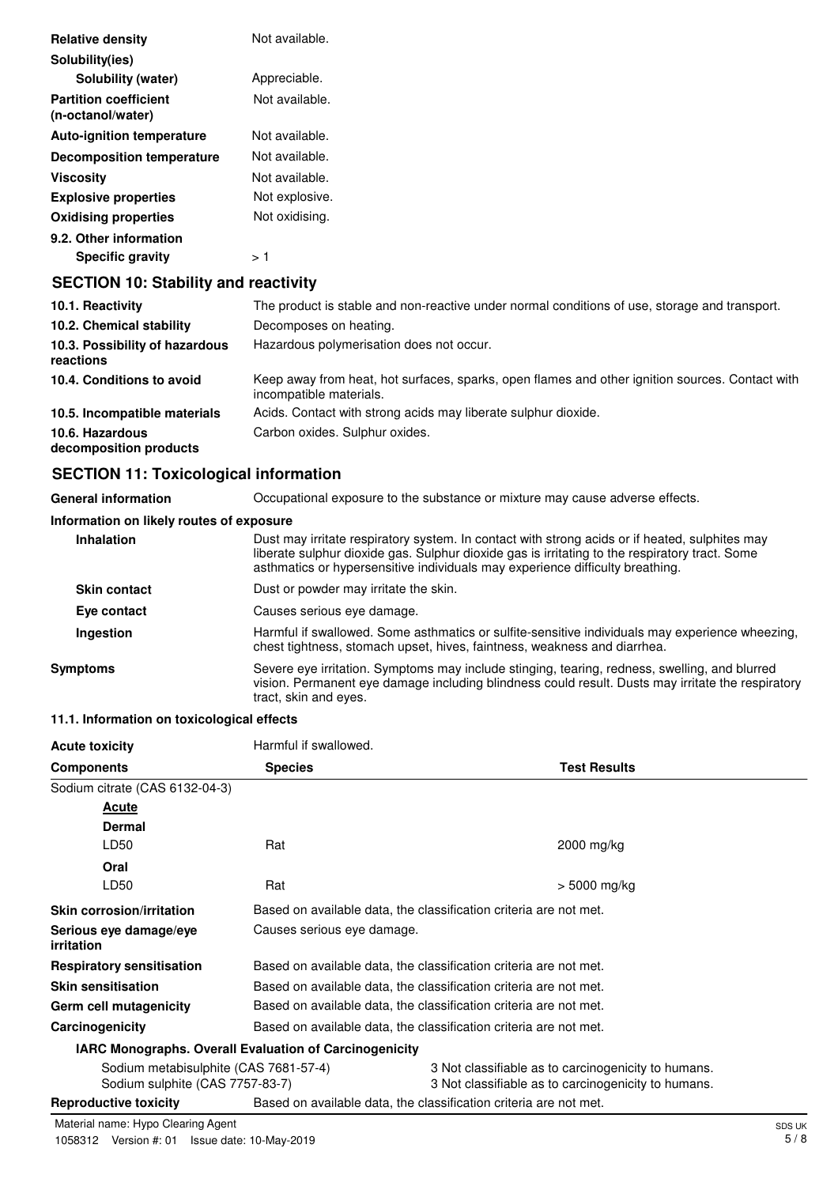| | |
|---|---|
| **Relative density** | Not available. |
| **Solubility(ies)** | |
| **Solubility (water)** | Appreciable. |
| **Partition coefficient (n-octanol/water)** | Not available. |
| **Auto-ignition temperature** | Not available. |
| **Decomposition temperature** | Not available. |
| **Viscosity** | Not available. |
| **Explosive properties** | Not explosive. |
| **Oxidising properties** | Not oxidising. |
| **9.2. Other information** | |
| **Specific gravity** | > 1 |

## SECTION 10: Stability and reactivity

| | |
|---|---|
| **10.1. Reactivity** | The product is stable and non-reactive under normal conditions of use, storage and transport. |
| **10.2. Chemical stability** | Decomposes on heating. |
| **10.3. Possibility of hazardous reactions** | Hazardous polymerisation does not occur. |
| **10.4. Conditions to avoid** | Keep away from heat, hot surfaces, sparks, open flames and other ignition sources. Contact with incompatible materials. |
| **10.5. Incompatible materials** | Acids. Contact with strong acids may liberate sulphur dioxide. |
| **10.6. Hazardous decomposition products** | Carbon oxides. Sulphur oxides. |

## SECTION 11: Toxicological information

| | |
|---|---|
| **General information** | Occupational exposure to the substance or mixture may cause adverse effects. |

**Information on likely routes of exposure**

| | |
|---|---|
| **Inhalation** | Dust may irritate respiratory system. In contact with strong acids or if heated, sulphites may liberate sulphur dioxide gas. Sulphur dioxide gas is irritating to the respiratory tract. Some asthmatics or hypersensitive individuals may experience difficulty breathing. |
| **Skin contact** | Dust or powder may irritate the skin. |
| **Eye contact** | Causes serious eye damage. |
| **Ingestion** | Harmful if swallowed. Some asthmatics or sulfite-sensitive individuals may experience wheezing, chest tightness, stomach upset, hives, faintness, weakness and diarrhea. |
| **Symptoms** | Severe eye irritation. Symptoms may include stinging, tearing, redness, swelling, and blurred vision. Permanent eye damage including blindness could result. Dusts may irritate the respiratory tract, skin and eyes. |

**11.1. Information on toxicological effects**

**Acute toxicity** Harmful if swallowed.

| Components | Species | Test Results |
|---|---|---|
| Sodium citrate (CAS 6132-04-3) | | |
| **Acute** | | |
| **Dermal** | | |
| LD50 | Rat | 2000 mg/kg |
| **Oral** | | |
| LD50 | Rat | > 5000 mg/kg |

| | |
|---|---|
| **Skin corrosion/irritation** | Based on available data, the classification criteria are not met. |
| **Serious eye damage/eye irritation** | Causes serious eye damage. |
| **Respiratory sensitisation** | Based on available data, the classification criteria are not met. |
| **Skin sensitisation** | Based on available data, the classification criteria are not met. |
| **Germ cell mutagenicity** | Based on available data, the classification criteria are not met. |
| **Carcinogenicity** | Based on available data, the classification criteria are not met. |

**IARC Monographs. Overall Evaluation of Carcinogenicity**

| | |
|---|---|
| Sodium metabisulphite (CAS 7681-57-4) | 3 Not classifiable as to carcinogenicity to humans. |
| Sodium sulphite (CAS 7757-83-7) | 3 Not classifiable as to carcinogenicity to humans. |

| | |
|---|---|
| **Reproductive toxicity** | Based on available data, the classification criteria are not met. |

Material name: Hypo Clearing Agent
1058312 Version #: 01 Issue date: 10-May-2019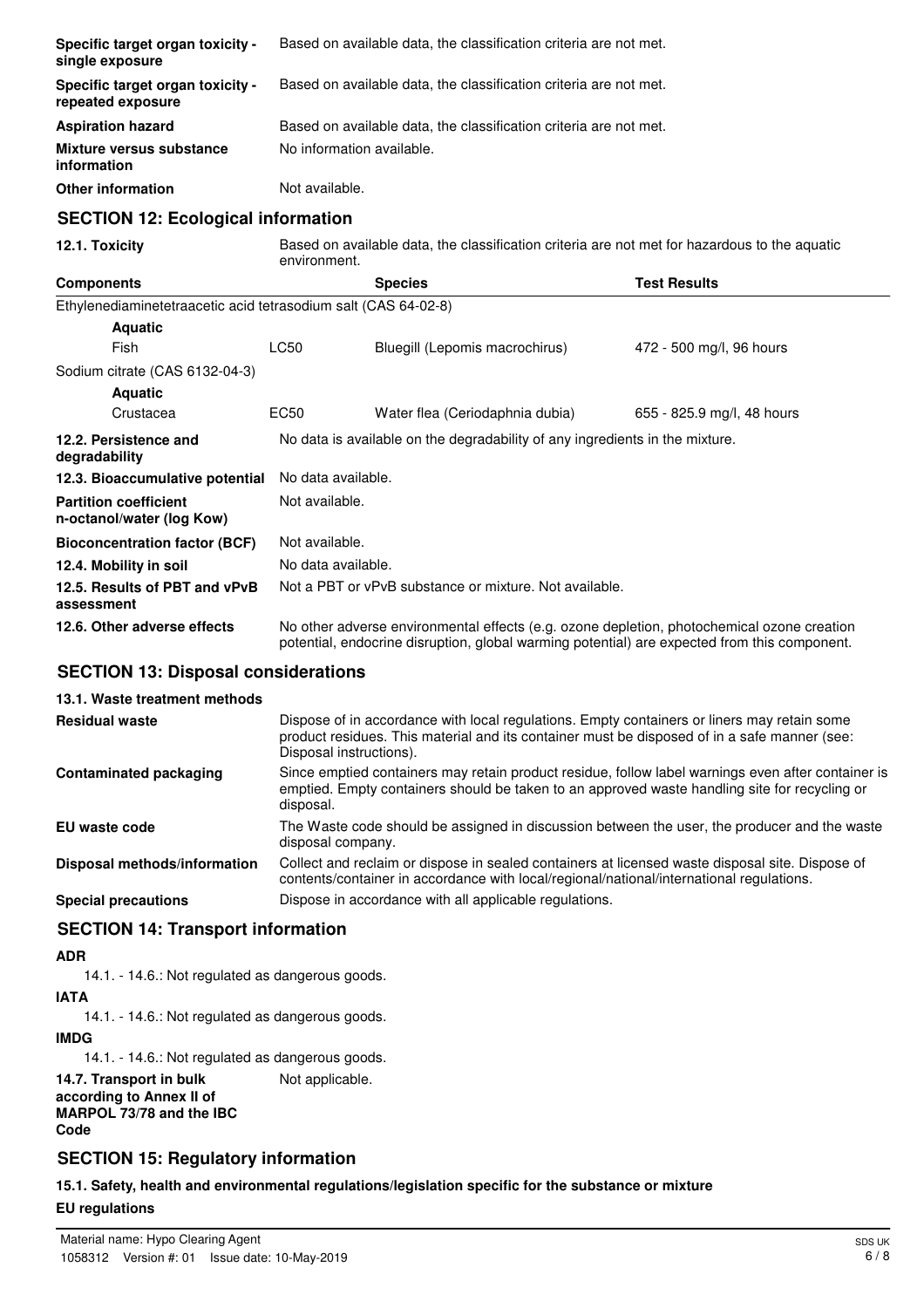| | |
|---|---|
| **Specific target organ toxicity - single exposure** | Based on available data, the classification criteria are not met. |
| **Specific target organ toxicity - repeated exposure** | Based on available data, the classification criteria are not met. |
| **Aspiration hazard** | Based on available data, the classification criteria are not met. |
| **Mixture versus substance information** | No information available. |
| **Other information** | Not available. |

## SECTION 12: Ecological information

**12.1. Toxicity** Based on available data, the classification criteria are not met for hazardous to the aquatic environment.

| Components | | Species | Test Results |
|---|---|---|---|
| Ethylenediaminetetraacetic acid tetrasodium salt (CAS 64-02-8) | | | |
| **Aquatic** | | | |
| Fish | LC50 | Bluegill (Lepomis macrochirus) | 472 - 500 mg/l, 96 hours |
| Sodium citrate (CAS 6132-04-3) | | | |
| **Aquatic** | | | |
| Crustacea | EC50 | Water flea (Ceriodaphnia dubia) | 655 - 825.9 mg/l, 48 hours |

| | |
|---|---|
| **12.2. Persistence and degradability** | No data is available on the degradability of any ingredients in the mixture. |
| **12.3. Bioaccumulative potential** | No data available. |
| **Partition coefficient n-octanol/water (log Kow)** | Not available. |
| **Bioconcentration factor (BCF)** | Not available. |
| **12.4. Mobility in soil** | No data available. |
| **12.5. Results of PBT and vPvB assessment** | Not a PBT or vPvB substance or mixture. Not available. |
| **12.6. Other adverse effects** | No other adverse environmental effects (e.g. ozone depletion, photochemical ozone creation potential, endocrine disruption, global warming potential) are expected from this component. |

## SECTION 13: Disposal considerations

**13.1. Waste treatment methods**

| | |
|---|---|
| **Residual waste** | Dispose of in accordance with local regulations. Empty containers or liners may retain some product residues. This material and its container must be disposed of in a safe manner (see: Disposal instructions). |
| **Contaminated packaging** | Since emptied containers may retain product residue, follow label warnings even after container is emptied. Empty containers should be taken to an approved waste handling site for recycling or disposal. |
| **EU waste code** | The Waste code should be assigned in discussion between the user, the producer and the waste disposal company. |
| **Disposal methods/information** | Collect and reclaim or dispose in sealed containers at licensed waste disposal site. Dispose of contents/container in accordance with local/regional/national/international regulations. |
| **Special precautions** | Dispose in accordance with all applicable regulations. |

## SECTION 14: Transport information

**ADR**

14.1. - 14.6.: Not regulated as dangerous goods.

**IATA**

14.1. - 14.6.: Not regulated as dangerous goods.

**IMDG**

14.1. - 14.6.: Not regulated as dangerous goods.

**14.7. Transport in bulk according to Annex II of MARPOL 73/78 and the IBC Code** Not applicable.

## SECTION 15: Regulatory information

**15.1. Safety, health and environmental regulations/legislation specific for the substance or mixture**

**EU regulations**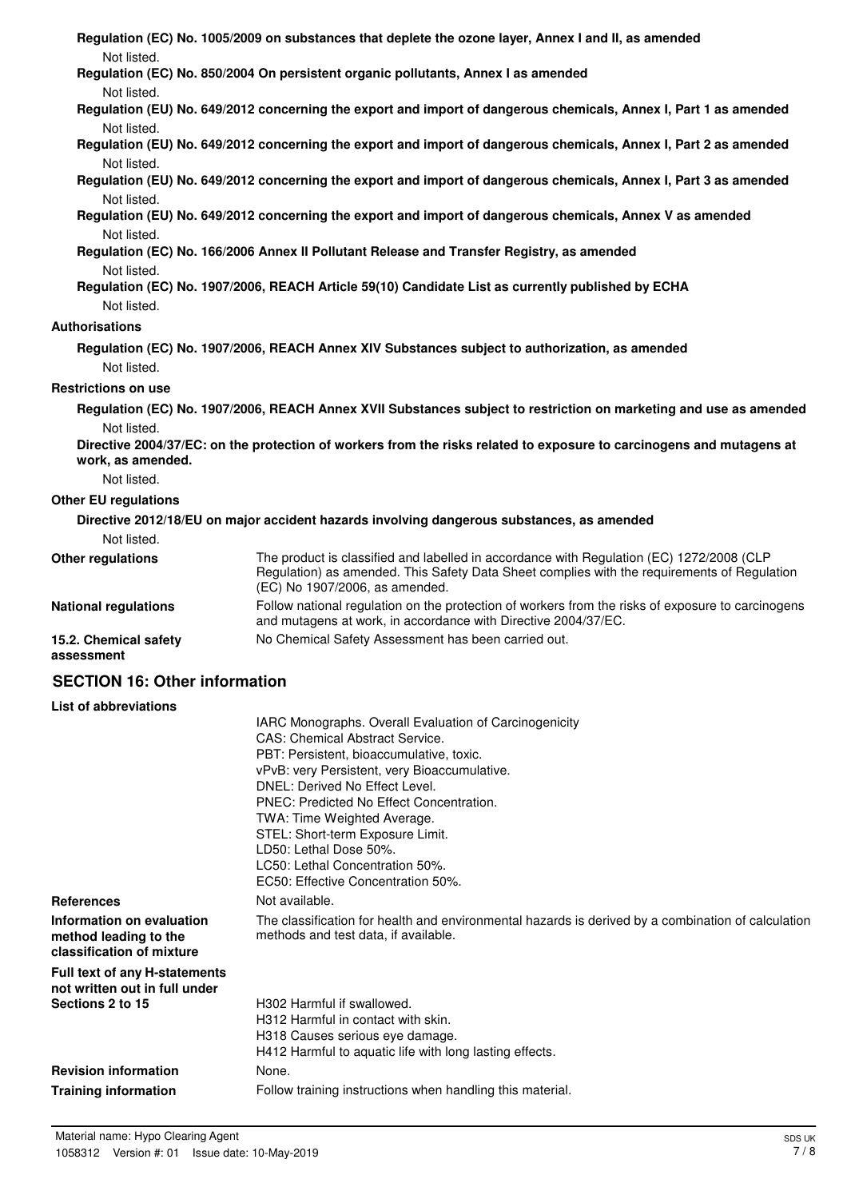**Regulation (EC) No. 1005/2009 on substances that deplete the ozone layer, Annex I and II, as amended**

Not listed.

**Regulation (EC) No. 850/2004 On persistent organic pollutants, Annex I as amended**

Not listed.

**Regulation (EU) No. 649/2012 concerning the export and import of dangerous chemicals, Annex I, Part 1 as amended**

Not listed.

**Regulation (EU) No. 649/2012 concerning the export and import of dangerous chemicals, Annex I, Part 2 as amended**

Not listed.

**Regulation (EU) No. 649/2012 concerning the export and import of dangerous chemicals, Annex I, Part 3 as amended**

Not listed.

**Regulation (EU) No. 649/2012 concerning the export and import of dangerous chemicals, Annex V as amended**

Not listed.

**Regulation (EC) No. 166/2006 Annex II Pollutant Release and Transfer Registry, as amended**

Not listed.

**Regulation (EC) No. 1907/2006, REACH Article 59(10) Candidate List as currently published by ECHA**

Not listed.

**Authorisations**

**Regulation (EC) No. 1907/2006, REACH Annex XIV Substances subject to authorization, as amended**

Not listed.

**Restrictions on use**

**Regulation (EC) No. 1907/2006, REACH Annex XVII Substances subject to restriction on marketing and use as amended**

Not listed.

**Directive 2004/37/EC: on the protection of workers from the risks related to exposure to carcinogens and mutagens at work, as amended.**

Not listed.

**Other EU regulations**

**Directive 2012/18/EU on major accident hazards involving dangerous substances, as amended**

Not listed.

**Other regulations** The product is classified and labelled in accordance with Regulation (EC) 1272/2008 (CLP Regulation) as amended. This Safety Data Sheet complies with the requirements of Regulation (EC) No 1907/2006, as amended.

**National regulations** Follow national regulation on the protection of workers from the risks of exposure to carcinogens and mutagens at work, in accordance with Directive 2004/37/EC.

**15.2. Chemical safety assessment** No Chemical Safety Assessment has been carried out.

## SECTION 16: Other information

**List of abbreviations**

IARC Monographs. Overall Evaluation of Carcinogenicity
CAS: Chemical Abstract Service.
PBT: Persistent, bioaccumulative, toxic.
vPvB: very Persistent, very Bioaccumulative.
DNEL: Derived No Effect Level.
PNEC: Predicted No Effect Concentration.
TWA: Time Weighted Average.
STEL: Short-term Exposure Limit.
LD50: Lethal Dose 50%.
LC50: Lethal Concentration 50%.
EC50: Effective Concentration 50%.

**References** Not available.

**Information on evaluation method leading to the classification of mixture** The classification for health and environmental hazards is derived by a combination of calculation methods and test data, if available.

**Full text of any H-statements not written out in full under Sections 2 to 15**

H302 Harmful if swallowed.
H312 Harmful in contact with skin.
H318 Causes serious eye damage.
H412 Harmful to aquatic life with long lasting effects.

**Revision information** None.

**Training information** Follow training instructions when handling this material.

Material name: Hypo Clearing Agent
1058312 Version #: 01 Issue date: 10-May-2019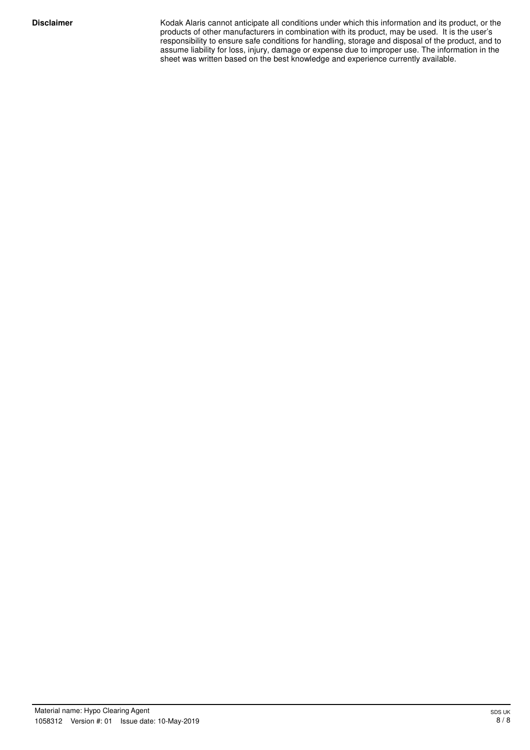**Disclaimer**

Kodak Alaris cannot anticipate all conditions under which this information and its product, or the products of other manufacturers in combination with its product, may be used. It is the user's responsibility to ensure safe conditions for handling, storage and disposal of the product, and to assume liability for loss, injury, damage or expense due to improper use. The information in the sheet was written based on the best knowledge and experience currently available.